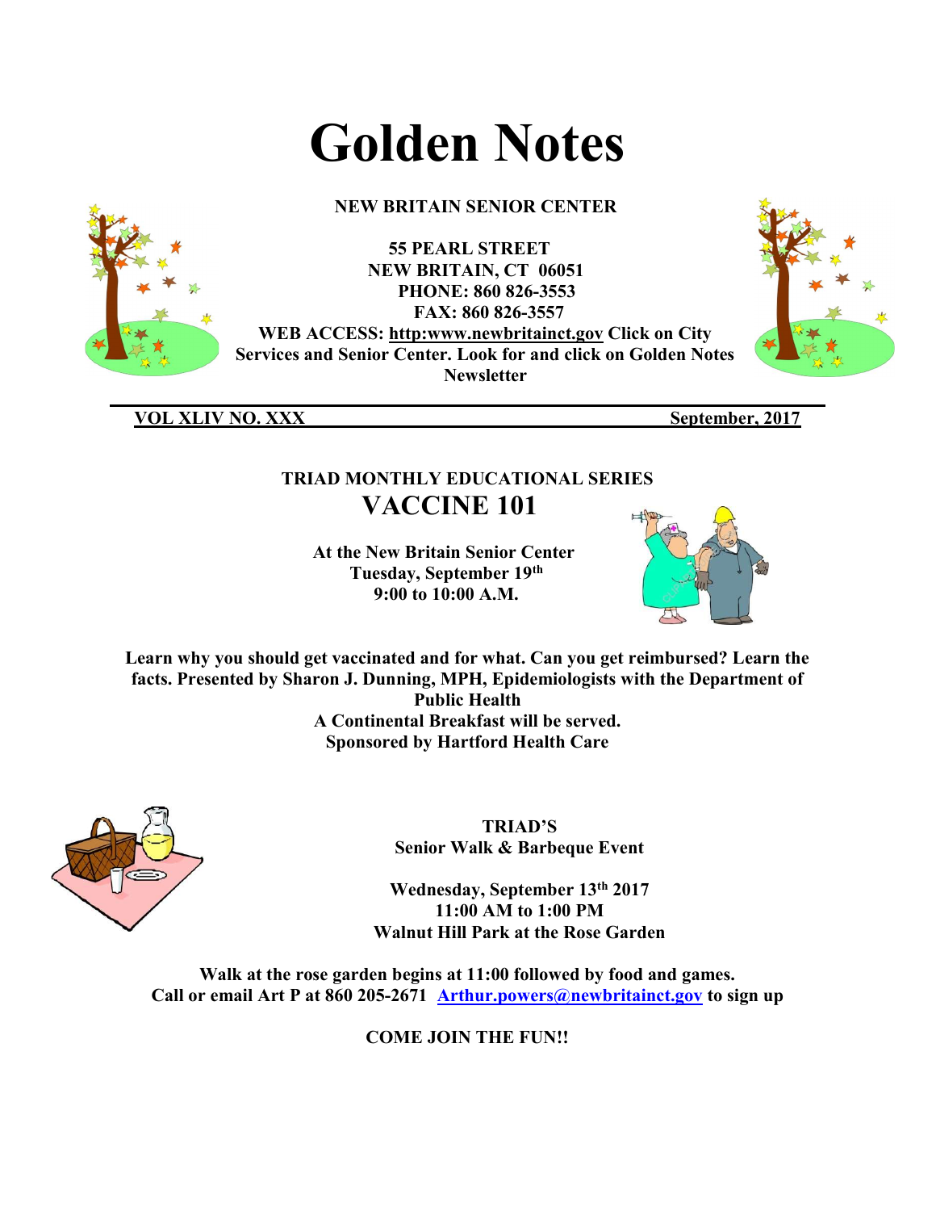# Golden Notes

**NEW BRITAIN SENIOR CENTER**

**55 PEARL STREET**
**NEW BRITAIN, CT 06051**
**PHONE: 860 826-3553**
**FAX: 860 826-3557**
**WEB ACCESS: http:www.newbritainct.gov Click on City Services and Senior Center. Look for and click on Golden Notes Newsletter**

**VOL XLIV NO. XXX** **September, 2017**

---

**TRIAD MONTHLY EDUCATIONAL SERIES**

## VACCINE 101

**At the New Britain Senior Center**
**Tuesday, September 19th**
**9:00 to 10:00 A.M.**

**Learn why you should get vaccinated and for what. Can you get reimbursed? Learn the facts. Presented by Sharon J. Dunning, MPH, Epidemiologists with the Department of Public Health**
**A Continental Breakfast will be served.**
**Sponsored by Hartford Health Care**

**TRIAD'S**
**Senior Walk & Barbeque Event**

**Wednesday, September 13th 2017**
**11:00 AM to 1:00 PM**
**Walnut Hill Park at the Rose Garden**

**Walk at the rose garden begins at 11:00 followed by food and games.**
**Call or email Art P at 860 205-2671 Arthur.powers@newbritainct.gov to sign up**

**COME JOIN THE FUN!!**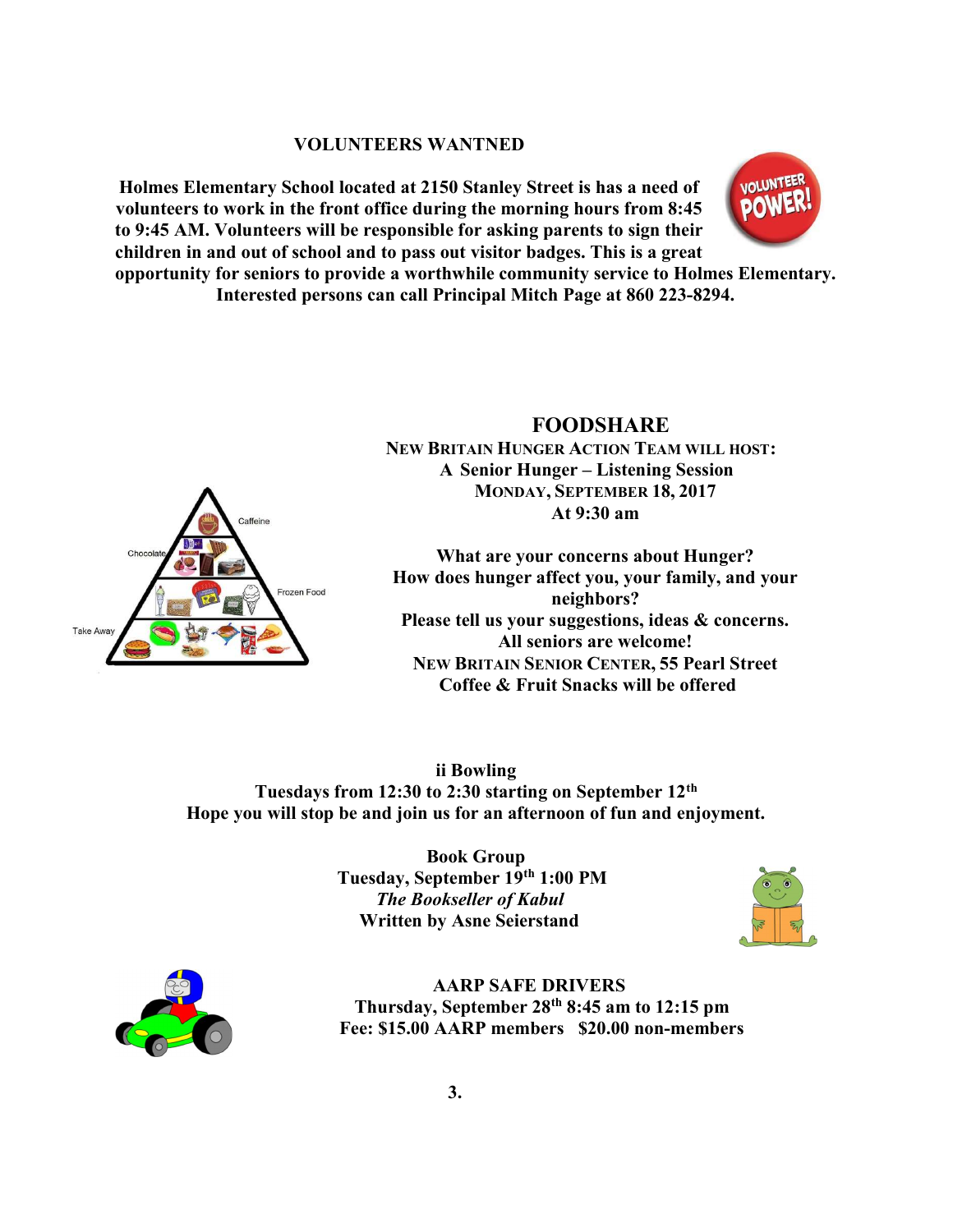## VOLUNTEERS WANTNED

**Holmes Elementary School located at 2150 Stanley Street is has a need of volunteers to work in the front office during the morning hours from 8:45 to 9:45 AM. Volunteers will be responsible for asking parents to sign their children in and out of school and to pass out visitor badges. This is a great opportunity for seniors to provide a worthwhile community service to Holmes Elementary. Interested persons can call Principal Mitch Page at 860 223-8294.**

## FOODSHARE

**NEW BRITAIN HUNGER ACTION TEAM WILL HOST:**
**A Senior Hunger – Listening Session**
**MONDAY, SEPTEMBER 18, 2017**
**At 9:30 am**

**What are your concerns about Hunger?**
**How does hunger affect you, your family, and your neighbors?**
**Please tell us your suggestions, ideas & concerns.**
**All seniors are welcome!**
**NEW BRITAIN SENIOR CENTER, 55 Pearl Street**
**Coffee & Fruit Snacks will be offered**

## ii Bowling

**Tuesdays from 12:30 to 2:30 starting on September 12th**
**Hope you will stop be and join us for an afternoon of fun and enjoyment.**

## Book Group

**Tuesday, September 19th 1:00 PM**
***The Bookseller of Kabul***
**Written by Asne Seierstand**

## AARP SAFE DRIVERS

**Thursday, September 28th 8:45 am to 12:15 pm**
**Fee: $15.00 AARP members $20.00 non-members**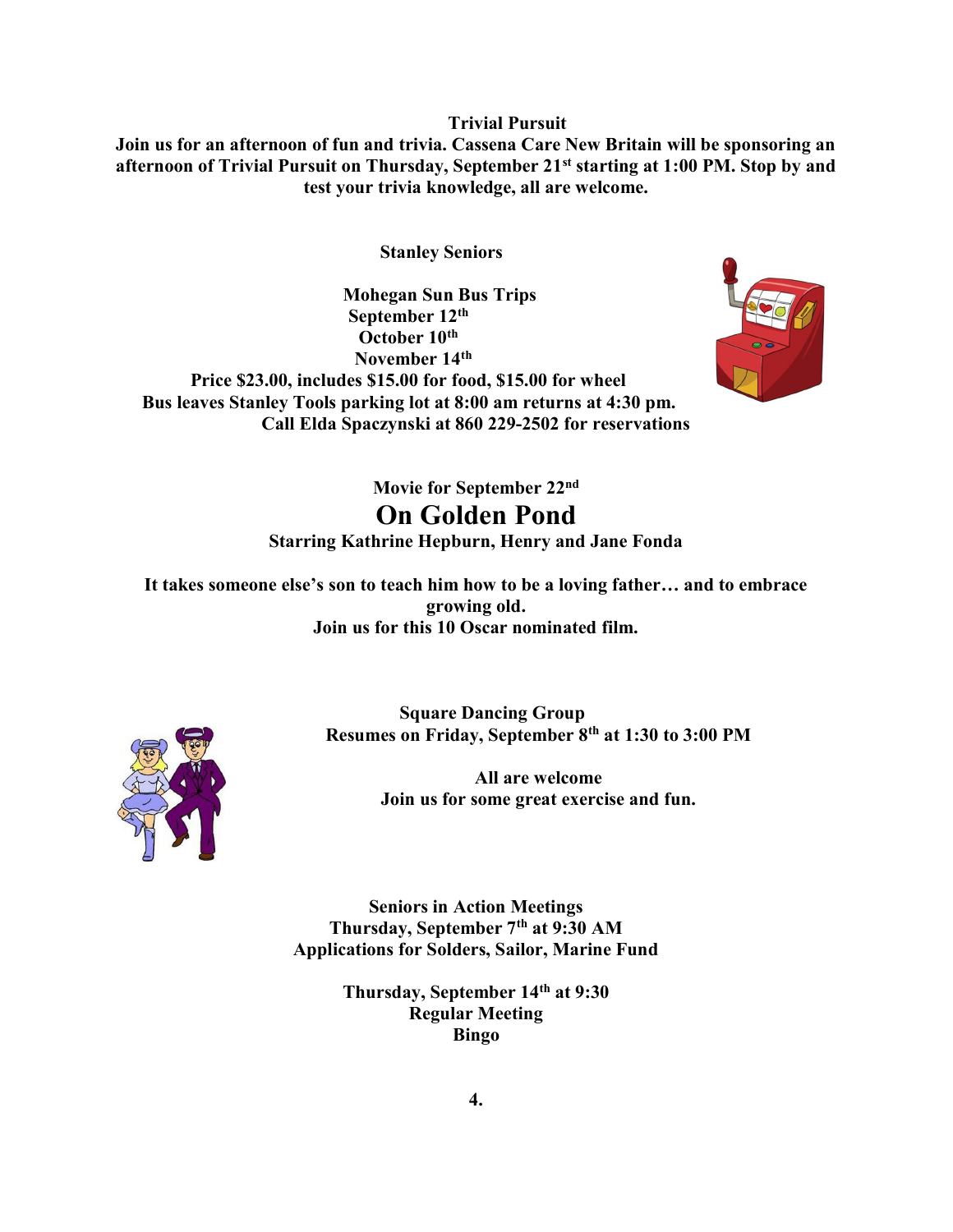**Trivial Pursuit**

**Join us for an afternoon of fun and trivia. Cassena Care New Britain will be sponsoring an afternoon of Trivial Pursuit on Thursday, September 21st starting at 1:00 PM. Stop by and test your trivia knowledge, all are welcome.**

**Stanley Seniors**

**Mohegan Sun Bus Trips**
**September 12th**
**October 10th**
**November 14th**
**Price $23.00, includes $15.00 for food, $15.00 for wheel**
**Bus leaves Stanley Tools parking lot at 8:00 am returns at 4:30 pm.**
**Call Elda Spaczynski at 860 229-2502 for reservations**

**Movie for September 22nd**

# On Golden Pond

**Starring Kathrine Hepburn, Henry and Jane Fonda**

**It takes someone else's son to teach him how to be a loving father… and to embrace growing old.**
**Join us for this 10 Oscar nominated film.**

**Square Dancing Group**
**Resumes on Friday, September 8th at 1:30 to 3:00 PM**

**All are welcome**
**Join us for some great exercise and fun.**

**Seniors in Action Meetings**
**Thursday, September 7th at 9:30 AM**
**Applications for Solders, Sailor, Marine Fund**

**Thursday, September 14th at 9:30**
**Regular Meeting**
**Bingo**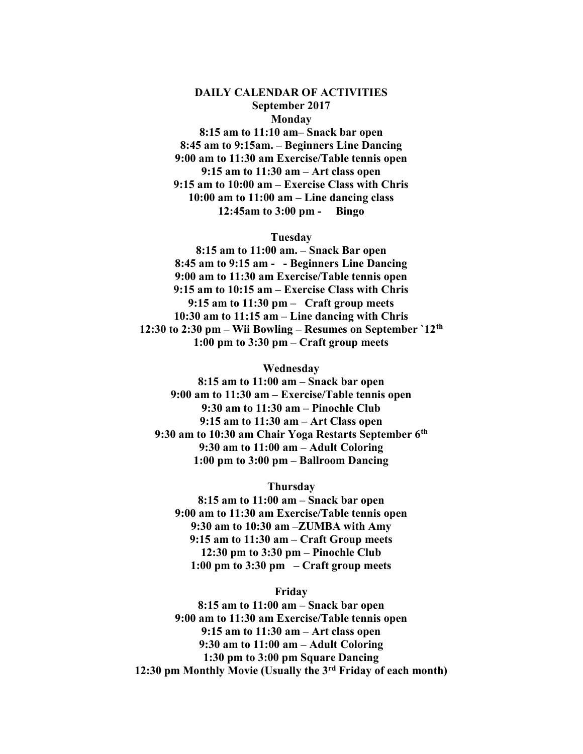**DAILY CALENDAR OF ACTIVITIES**
**September 2017**

**Monday**

**8:15 am to 11:10 am– Snack bar open**
**8:45 am to 9:15am. – Beginners Line Dancing**
**9:00 am to 11:30 am Exercise/Table tennis open**
**9:15 am to 11:30 am – Art class open**
**9:15 am to 10:00 am – Exercise Class with Chris**
**10:00 am to 11:00 am – Line dancing class**
**12:45am to 3:00 pm - Bingo**

**Tuesday**

**8:15 am to 11:00 am. – Snack Bar open**
**8:45 am to 9:15 am - - Beginners Line Dancing**
**9:00 am to 11:30 am Exercise/Table tennis open**
**9:15 am to 10:15 am – Exercise Class with Chris**
**9:15 am to 11:30 pm – Craft group meets**
**10:30 am to 11:15 am – Line dancing with Chris**
**12:30 to 2:30 pm – Wii Bowling – Resumes on September `12th**
**1:00 pm to 3:30 pm – Craft group meets**

**Wednesday**

**8:15 am to 11:00 am – Snack bar open**
**9:00 am to 11:30 am – Exercise/Table tennis open**
**9:30 am to 11:30 am – Pinochle Club**
**9:15 am to 11:30 am – Art Class open**
**9:30 am to 10:30 am Chair Yoga Restarts September 6th**
**9:30 am to 11:00 am – Adult Coloring**
**1:00 pm to 3:00 pm – Ballroom Dancing**

**Thursday**

**8:15 am to 11:00 am – Snack bar open**
**9:00 am to 11:30 am Exercise/Table tennis open**
**9:30 am to 10:30 am –ZUMBA with Amy**
**9:15 am to 11:30 am – Craft Group meets**
**12:30 pm to 3:30 pm – Pinochle Club**
**1:00 pm to 3:30 pm – Craft group meets**

**Friday**

**8:15 am to 11:00 am – Snack bar open**
**9:00 am to 11:30 am Exercise/Table tennis open**
**9:15 am to 11:30 am – Art class open**
**9:30 am to 11:00 am – Adult Coloring**
**1:30 pm to 3:00 pm Square Dancing**
**12:30 pm Monthly Movie (Usually the 3rd Friday of each month)**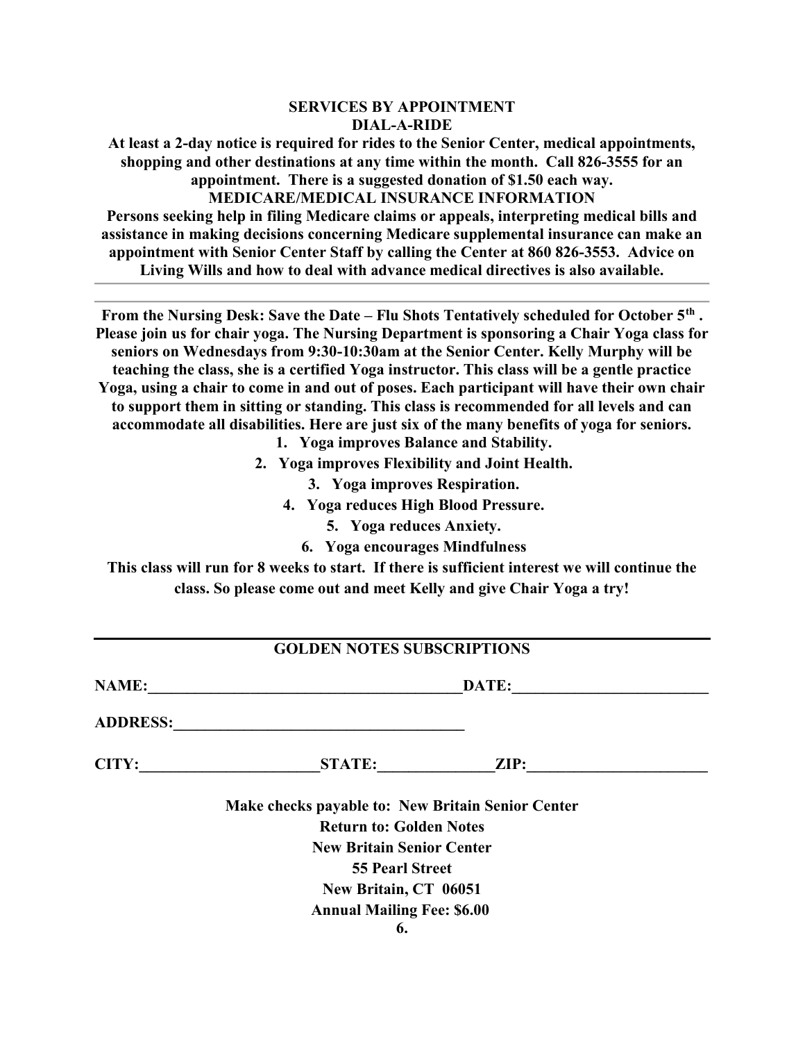## SERVICES BY APPOINTMENT

### DIAL-A-RIDE

**At least a 2-day notice is required for rides to the Senior Center, medical appointments, shopping and other destinations at any time within the month. Call 826-3555 for an appointment. There is a suggested donation of $1.50 each way.**

### MEDICARE/MEDICAL INSURANCE INFORMATION

**Persons seeking help in filing Medicare claims or appeals, interpreting medical bills and assistance in making decisions concerning Medicare supplemental insurance can make an appointment with Senior Center Staff by calling the Center at 860 826-3553. Advice on Living Wills and how to deal with advance medical directives is also available.**

---

**From the Nursing Desk: Save the Date – Flu Shots Tentatively scheduled for October 5th . Please join us for chair yoga. The Nursing Department is sponsoring a Chair Yoga class for seniors on Wednesdays from 9:30-10:30am at the Senior Center. Kelly Murphy will be teaching the class, she is a certified Yoga instructor. This class will be a gentle practice Yoga, using a chair to come in and out of poses. Each participant will have their own chair to support them in sitting or standing. This class is recommended for all levels and can accommodate all disabilities. Here are just six of the many benefits of yoga for seniors.**

1. **Yoga improves Balance and Stability.**
2. **Yoga improves Flexibility and Joint Health.**
3. **Yoga improves Respiration.**
4. **Yoga reduces High Blood Pressure.**
5. **Yoga reduces Anxiety.**
6. **Yoga encourages Mindfulness**

**This class will run for 8 weeks to start. If there is sufficient interest we will continue the class. So please come out and meet Kelly and give Chair Yoga a try!**

---

### GOLDEN NOTES SUBSCRIPTIONS

**NAME:**_________________________________________**DATE:**_________________________

**ADDRESS:**_____________________________________

**CITY:**_______________________**STATE:**_______________**ZIP:**_______________________

**Make checks payable to: New Britain Senior Center**

**Return to: Golden Notes**

**New Britain Senior Center**

**55 Pearl Street**

**New Britain, CT 06051**

**Annual Mailing Fee: $6.00**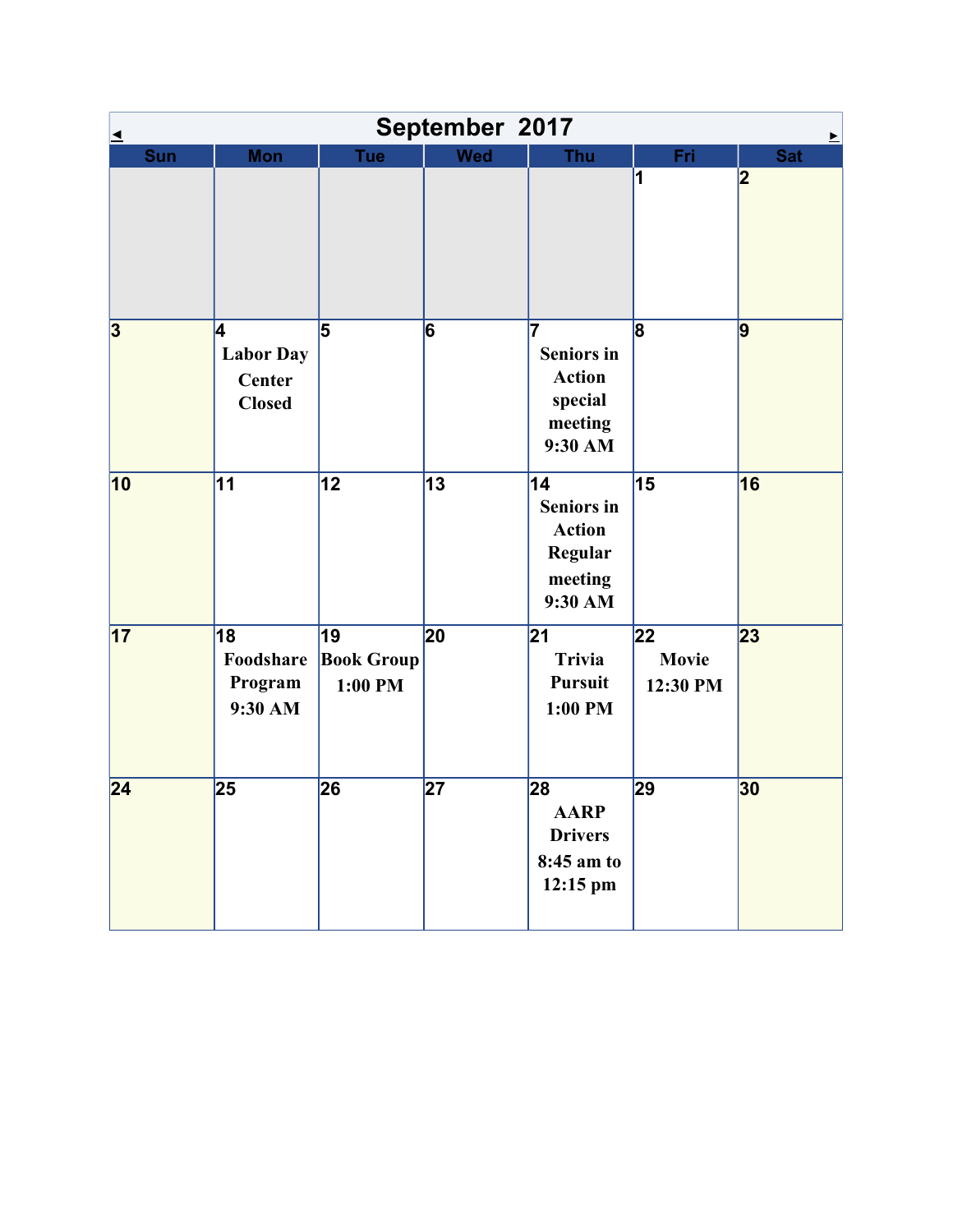# September 2017

| Sun | Mon | Tue | Wed | Thu | Fri | Sat |
|---|---|---|---|---|---|---|
| | | | | | 1 | 2 |
| 3 | 4 Labor Day Center Closed | 5 | 6 | 7 Seniors in Action special meeting 9:30 AM | 8 | 9 |
| 10 | 11 | 12 | 13 | 14 Seniors in Action Regular meeting 9:30 AM | 15 | 16 |
| 17 | 18 Foodshare Program 9:30 AM | 19 Book Group 1:00 PM | 20 | 21 Trivia Pursuit 1:00 PM | 22 Movie 12:30 PM | 23 |
| 24 | 25 | 26 | 27 | 28 AARP Drivers 8:45 am to 12:15 pm | 29 | 30 |